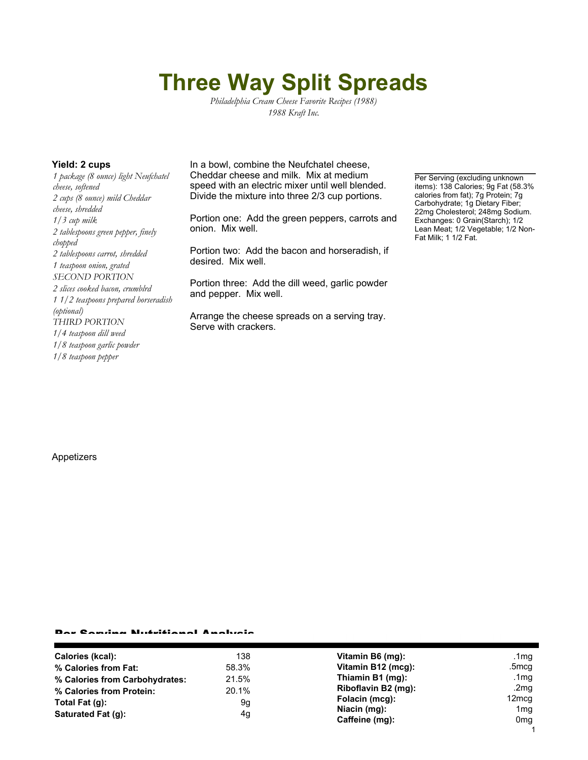# Three Way Split Spreads

*Philadelphia Cream Cheese Favorite Recipes (1988)*
*1988 Kraft Inc.*

**Yield: 2 cups**

*1 package (8 ounce) light Neufchatel cheese, softened*
*2 cups (8 ounce) mild Cheddar cheese, shredded*
*1/3 cup milk*
*2 tablespoons green pepper, finely chopped*
*2 tablespoons carrot, shredded*
*1 teaspoon onion, grated*
*SECOND PORTION*
*2 slices cooked bacon, crumblrd*
*1 1/2 teaspoons prepared horseradish (optional)*
*THIRD PORTION*
*1/4 teaspoon dill weed*
*1/8 teaspoon garlic powder*
*1/8 teaspoon pepper*

In a bowl, combine the Neufchatel cheese, Cheddar cheese and milk. Mix at medium speed with an electric mixer until well blended. Divide the mixture into three 2/3 cup portions.

Portion one: Add the green peppers, carrots and onion. Mix well.

Portion two: Add the bacon and horseradish, if desired. Mix well.

Portion three: Add the dill weed, garlic powder and pepper. Mix well.

Arrange the cheese spreads on a serving tray. Serve with crackers.

Per Serving (excluding unknown items): 138 Calories; 9g Fat (58.3% calories from fat); 7g Protein; 7g Carbohydrate; 1g Dietary Fiber; 22mg Cholesterol; 248mg Sodium. Exchanges: 0 Grain(Starch); 1/2 Lean Meat; 1/2 Vegetable; 1/2 Non-Fat Milk; 1 1/2 Fat.

Appetizers

## Per Serving Nutritional Analysis

| | | | |
|---|---|---|---|
| **Calories (kcal):** | 138 | **Vitamin B6 (mg):** | .1mg |
| **% Calories from Fat:** | 58.3% | **Vitamin B12 (mcg):** | .5mcg |
| **% Calories from Carbohydrates:** | 21.5% | **Thiamin B1 (mg):** | .1mg |
| **% Calories from Protein:** | 20.1% | **Riboflavin B2 (mg):** | .2mg |
| **Total Fat (g):** | 9g | **Folacin (mcg):** | 12mcg |
| **Saturated Fat (g):** | 4g | **Niacin (mg):** | 1mg |
| | | **Caffeine (mg):** | 0mg |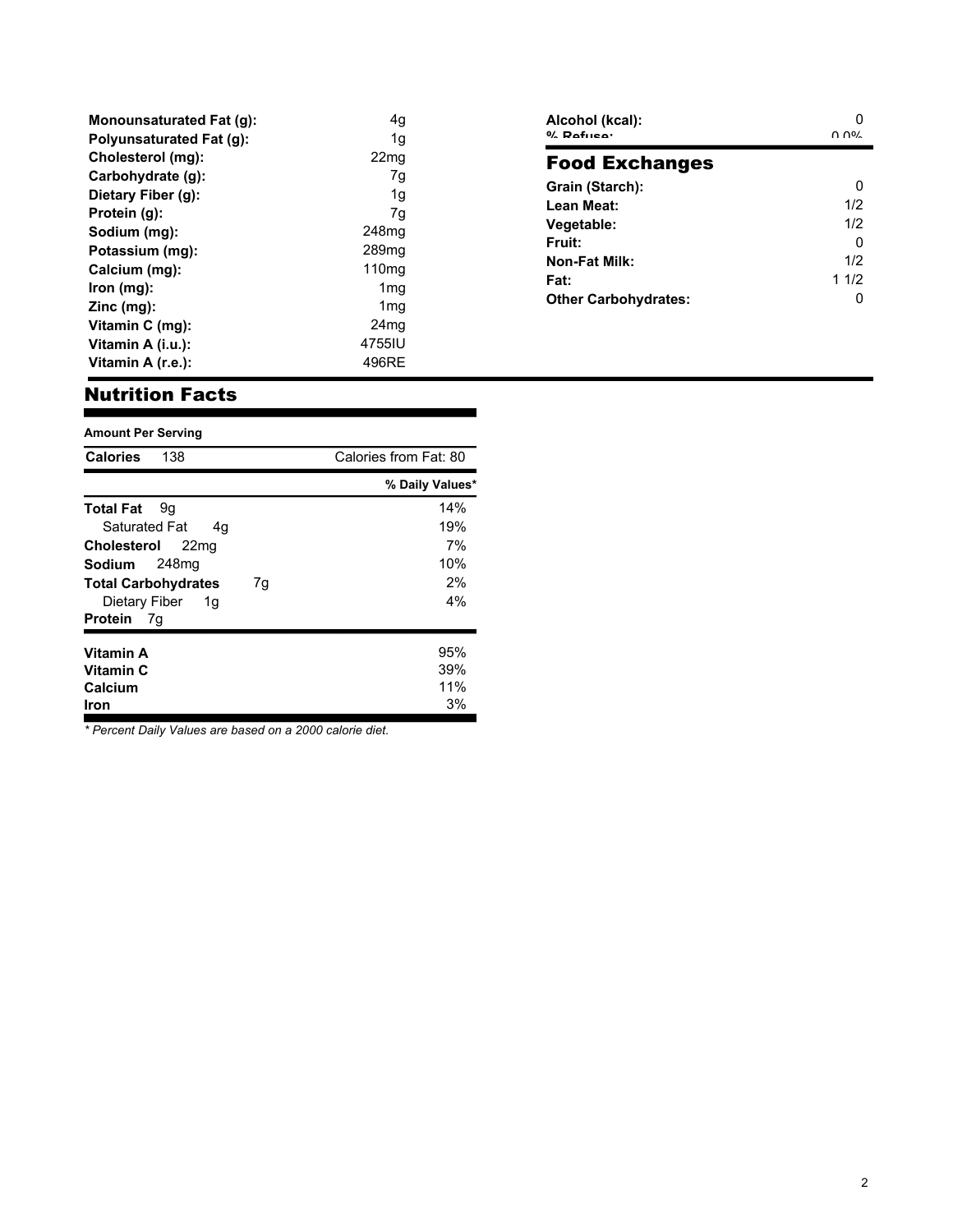| | |
|---|---|
| **Monounsaturated Fat (g):** | 4g |
| **Polyunsaturated Fat (g):** | 1g |
| **Cholesterol (mg):** | 22mg |
| **Carbohydrate (g):** | 7g |
| **Dietary Fiber (g):** | 1g |
| **Protein (g):** | 7g |
| **Sodium (mg):** | 248mg |
| **Potassium (mg):** | 289mg |
| **Calcium (mg):** | 110mg |
| **Iron (mg):** | 1mg |
| **Zinc (mg):** | 1mg |
| **Vitamin C (mg):** | 24mg |
| **Vitamin A (i.u.):** | 4755IU |
| **Vitamin A (r.e.):** | 496RE |

| | |
|---|---|
| **Alcohol (kcal):** | 0 |
| **% Refuse:** | 0.0% |

## Food Exchanges

| | |
|---|---|
| **Grain (Starch):** | 0 |
| **Lean Meat:** | 1/2 |
| **Vegetable:** | 1/2 |
| **Fruit:** | 0 |
| **Non-Fat Milk:** | 1/2 |
| **Fat:** | 1 1/2 |
| **Other Carbohydrates:** | 0 |

## Nutrition Facts

**Amount Per Serving**

| | |
|---|---|
| **Calories** 138 | Calories from Fat: 80 |
| | **% Daily Values*** |
| **Total Fat** 9g | 14% |
| Saturated Fat 4g | 19% |
| **Cholesterol** 22mg | 7% |
| **Sodium** 248mg | 10% |
| **Total Carbohydrates** 7g | 2% |
| Dietary Fiber 1g | 4% |
| **Protein** 7g | |
| **Vitamin A** | 95% |
| **Vitamin C** | 39% |
| **Calcium** | 11% |
| **Iron** | 3% |

*\* Percent Daily Values are based on a 2000 calorie diet.*